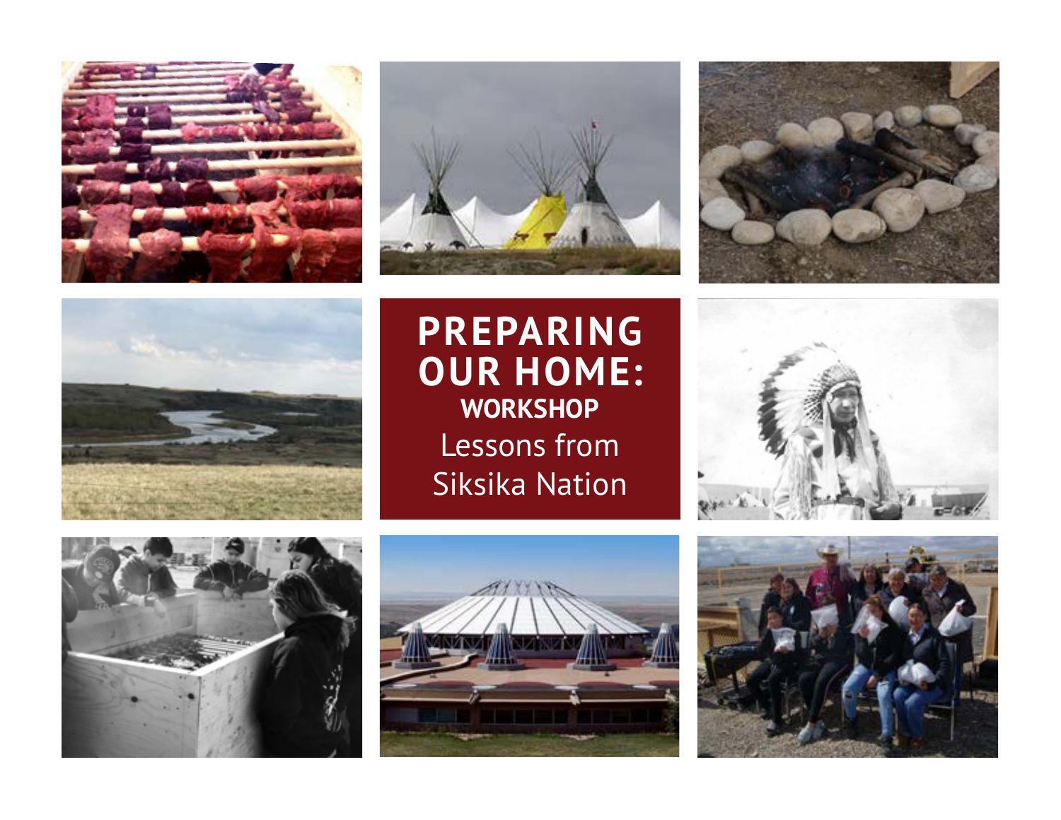# PREPARING OUR HOME:

## WORKSHOP

Lessons from Siksika Nation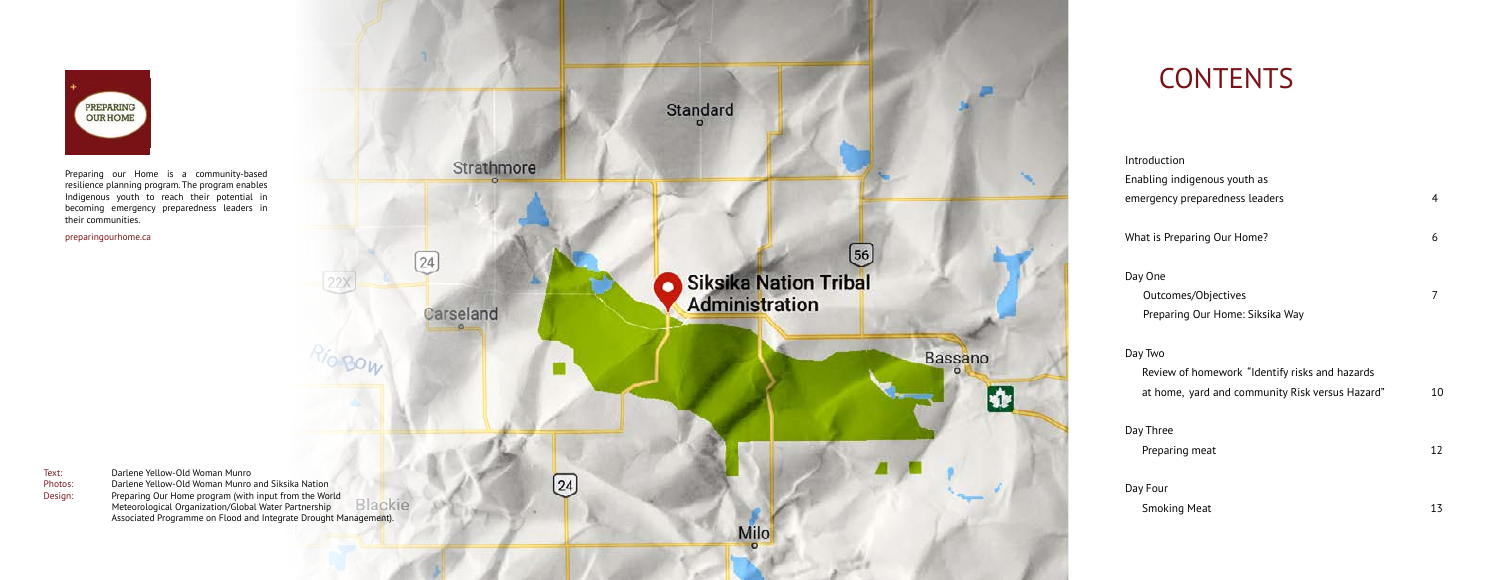PREPARING OUR HOME

Preparing our Home is a community-based resilience planning program. The program enables Indigenous youth to reach their potential in becoming emergency preparedness leaders in their communities.

preparingourhome.ca

Text: Darlene Yellow-Old Woman Munro
Photos: Darlene Yellow-Old Woman Munro and Siksika Nation
Design: Preparing Our Home program (with input from the World Meteorological Organization/Global Water Partnership Associated Programme on Flood and Integrate Drought Management).

# CONTENTS

| | |
|---|---|
| Introduction<br>Enabling indigenous youth as emergency preparedness leaders | 4 |
| What is Preparing Our Home? | 6 |
| Day One<br>Outcomes/Objectives<br>Preparing Our Home: Siksika Way | 7 |
| Day Two<br>Review of homework "Identify risks and hazards at home, yard and community Risk versus Hazard" | 10 |
| Day Three<br>Preparing meat | 12 |
| Day Four<br>Smoking Meat | 13 |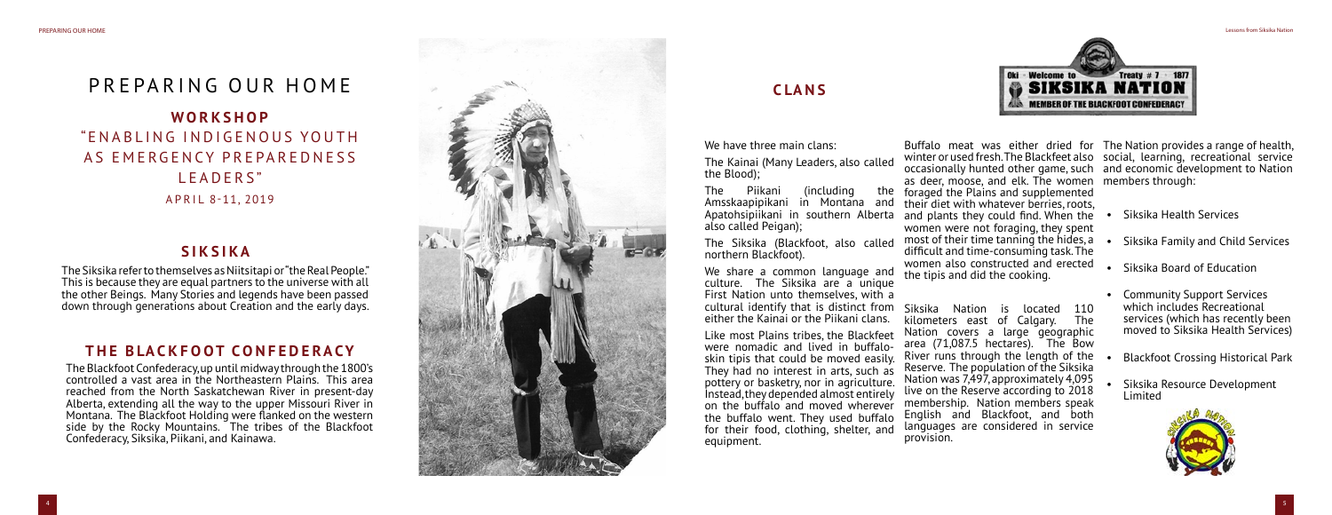# PREPARING OUR HOME

## WORKSHOP
## "ENABLING INDIGENOUS YOUTH AS EMERGENCY PREPAREDNESS LEADERS"

APRIL 8-11, 2019

## SIKSIKA

The Siksika refer to themselves as Niitsitapi or "the Real People." This is because they are equal partners to the universe with all the other Beings. Many Stories and legends have been passed down through generations about Creation and the early days.

## THE BLACKFOOT CONFEDERACY

The Blackfoot Confederacy, up until midway through the 1800's controlled a vast area in the Northeastern Plains. This area reached from the North Saskatchewan River in present-day Alberta, extending all the way to the upper Missouri River in Montana. The Blackfoot Holding were flanked on the western side by the Rocky Mountains. The tribes of the Blackfoot Confederacy, Siksika, Piikani, and Kainawa.

## CLANS

We have three main clans:

The Kainai (Many Leaders, also called the Blood);

The Piikani (including the Amsskaapipikani in Montana and Apatohsipiikani in southern Alberta also called Peigan);

The Siksika (Blackfoot, also called northern Blackfoot).

We share a common language and culture. The Siksika are a unique First Nation unto themselves, with a cultural identify that is distinct from either the Kainai or the Piikani clans.

Like most Plains tribes, the Blackfeet were nomadic and lived in buffalo-skin tipis that could be moved easily. They had no interest in arts, such as pottery or basketry, nor in agriculture. Instead, they depended almost entirely on the buffalo and moved wherever the buffalo went. They used buffalo for their food, clothing, shelter, and equipment.

Buffalo meat was either dried for winter or used fresh. The Blackfeet also occasionally hunted other game, such as deer, moose, and elk. The women foraged the Plains and supplemented their diet with whatever berries, roots, and plants they could find. When the women were not foraging, they spent most of their time tanning the hides, a difficult and time-consuming task. The women also constructed and erected the tipis and did the cooking.

Siksika Nation is located 110 kilometers east of Calgary. The Nation covers a large geographic area (71,087.5 hectares). The Bow River runs through the length of the Reserve. The population of the Siksika Nation was 7,497, approximately 4,095 live on the Reserve according to 2018 membership. Nation members speak English and Blackfoot, and both languages are considered in service provision.

The Nation provides a range of health, social, learning, recreational service and economic development to Nation members through:

- Siksika Health Services
- Siksika Family and Child Services
- Siksika Board of Education
- Community Support Services which includes Recreational services (which has recently been moved to Siksika Health Services)
- Blackfoot Crossing Historical Park
- Siksika Resource Development Limited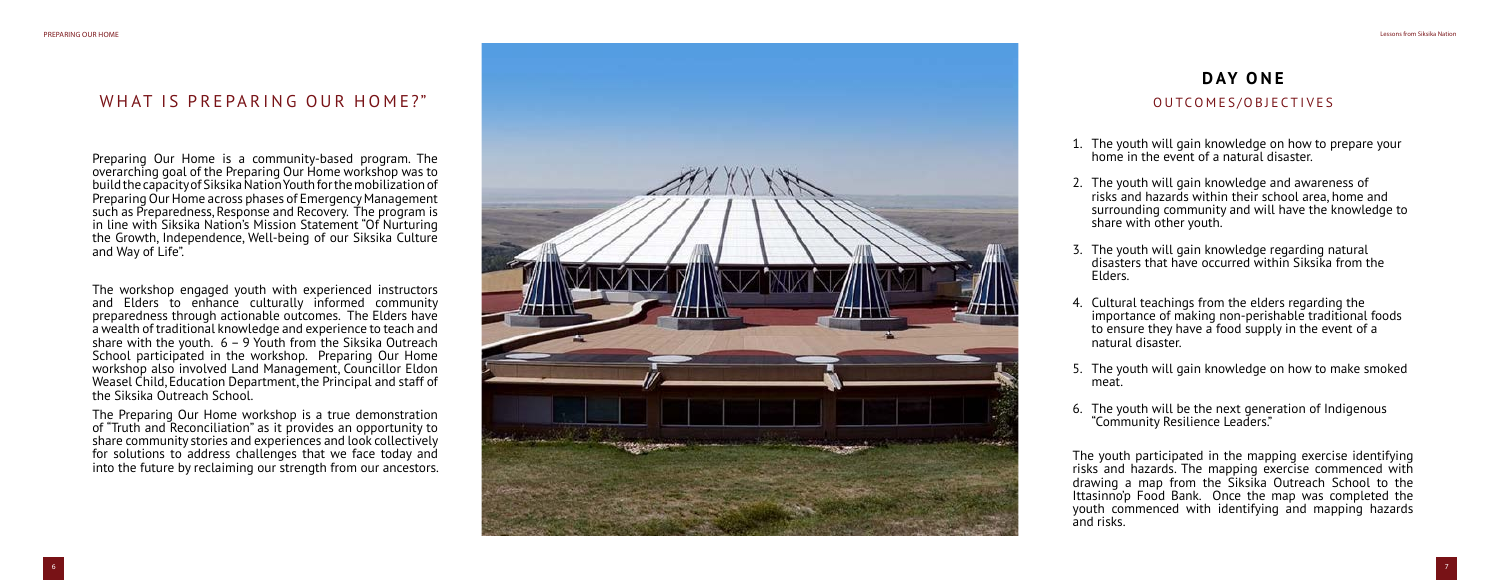## WHAT IS PREPARING OUR HOME?"

Preparing Our Home is a community-based program. The overarching goal of the Preparing Our Home workshop was to build the capacity of Siksika Nation Youth for the mobilization of Preparing Our Home across phases of Emergency Management such as Preparedness, Response and Recovery. The program is in line with Siksika Nation's Mission Statement "Of Nurturing the Growth, Independence, Well-being of our Siksika Culture and Way of Life".

The workshop engaged youth with experienced instructors and Elders to enhance culturally informed community preparedness through actionable outcomes. The Elders have a wealth of traditional knowledge and experience to teach and share with the youth. 6 – 9 Youth from the Siksika Outreach School participated in the workshop. Preparing Our Home workshop also involved Land Management, Councillor Eldon Weasel Child, Education Department, the Principal and staff of the Siksika Outreach School.

The Preparing Our Home workshop is a true demonstration of "Truth and Reconciliation" as it provides an opportunity to share community stories and experiences and look collectively for solutions to address challenges that we face today and into the future by reclaiming our strength from our ancestors.

## DAY ONE

### OUTCOMES/OBJECTIVES

1. The youth will gain knowledge on how to prepare your home in the event of a natural disaster.
2. The youth will gain knowledge and awareness of risks and hazards within their school area, home and surrounding community and will have the knowledge to share with other youth.
3. The youth will gain knowledge regarding natural disasters that have occurred within Siksika from the Elders.
4. Cultural teachings from the elders regarding the importance of making non-perishable traditional foods to ensure they have a food supply in the event of a natural disaster.
5. The youth will gain knowledge on how to make smoked meat.
6. The youth will be the next generation of Indigenous "Community Resilience Leaders."

The youth participated in the mapping exercise identifying risks and hazards. The mapping exercise commenced with drawing a map from the Siksika Outreach School to the Ittasinno'p Food Bank. Once the map was completed the youth commenced with identifying and mapping hazards and risks.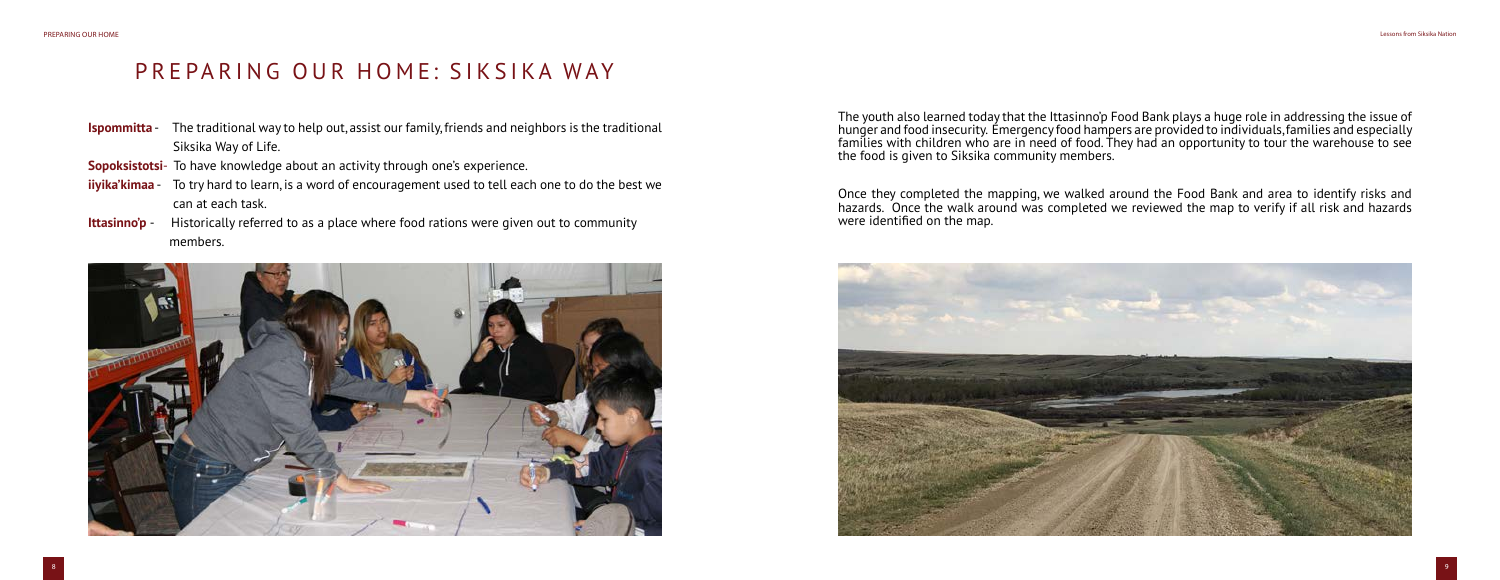# PREPARING OUR HOME: SIKSIKA WAY

**Ispommitta** - The traditional way to help out, assist our family, friends and neighbors is the traditional Siksika Way of Life.

**Sopoksistotsi**- To have knowledge about an activity through one's experience.

**iiyika'kimaa** - To try hard to learn, is a word of encouragement used to tell each one to do the best we can at each task.

**Ittasinno'p** - Historically referred to as a place where food rations were given out to community members.

The youth also learned today that the Ittasinno'p Food Bank plays a huge role in addressing the issue of hunger and food insecurity. Emergency food hampers are provided to individuals, families and especially families with children who are in need of food. They had an opportunity to tour the warehouse to see the food is given to Siksika community members.

Once they completed the mapping, we walked around the Food Bank and area to identify risks and hazards. Once the walk around was completed we reviewed the map to verify if all risk and hazards were identified on the map.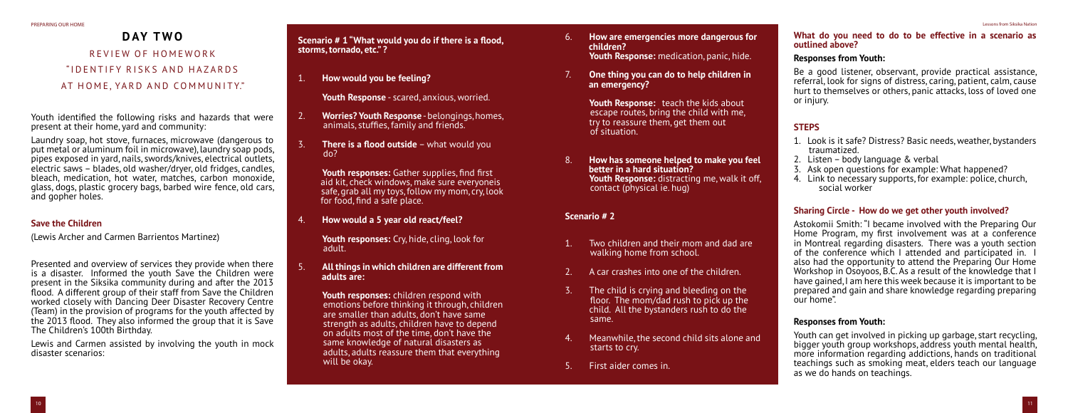# DAY TWO

## REVIEW OF HOMEWORK

## "IDENTIFY RISKS AND HAZARDS AT HOME, YARD AND COMMUNITY."

Youth identified the following risks and hazards that were present at their home, yard and community:

Laundry soap, hot stove, furnaces, microwave (dangerous to put metal or aluminum foil in microwave), laundry soap pods, pipes exposed in yard, nails, swords/knives, electrical outlets, electric saws – blades, old washer/dryer, old fridges, candles, bleach, medication, hot water, matches, carbon monoxide, glass, dogs, plastic grocery bags, barbed wire fence, old cars, and gopher holes.

### Save the Children

(Lewis Archer and Carmen Barrientos Martinez)

Presented and overview of services they provide when there is a disaster. Informed the youth Save the Children were present in the Siksika community during and after the 2013 flood. A different group of their staff from Save the Children worked closely with Dancing Deer Disaster Recovery Centre (Team) in the provision of programs for the youth affected by the 2013 flood. They also informed the group that it is Save The Children's 100th Birthday.

Lewis and Carmen assisted by involving the youth in mock disaster scenarios:

**Scenario # 1 "What would you do if there is a flood, storms, tornado, etc." ?**

1. **How would you be feeling?**

   **Youth Response** - scared, anxious, worried.

2. **Worries? Youth Response** - belongings, homes, animals, stuffies, family and friends.

3. **There is a flood outside** – what would you do?

   **Youth responses:** Gather supplies, find first aid kit, check windows, make sure everyoneis safe, grab all my toys, follow my mom, cry, look for food, find a safe place.

4. **How would a 5 year old react/feel?**

   **Youth responses:** Cry, hide, cling, look for adult.

5. **All things in which children are different from adults are:**

   **Youth responses:** children respond with emotions before thinking it through, children are smaller than adults, don't have same strength as adults, children have to depend on adults most of the time, don't have the same knowledge of natural disasters as adults, adults reassure them that everything will be okay.

6. **How are emergencies more dangerous for children?**
   **Youth Response:** medication, panic, hide.

7. **One thing you can do to help children in an emergency?**

   **Youth Response:** teach the kids about escape routes, bring the child with me, try to reassure them, get them out of situation.

8. **How has someone helped to make you feel better in a hard situation?**
   **Youth Response:** distracting me, walk it off, contact (physical ie. hug)

**Scenario # 2**

1. Two children and their mom and dad are walking home from school.
2. A car crashes into one of the children.
3. The child is crying and bleeding on the floor. The mom/dad rush to pick up the child. All the bystanders rush to do the same.
4. Meanwhile, the second child sits alone and starts to cry.
5. First aider comes in.

**What do you need to do to be effective in a scenario as outlined above?**

**Responses from Youth:**

Be a good listener, observant, provide practical assistance, referral, look for signs of distress, caring, patient, calm, cause hurt to themselves or others, panic attacks, loss of loved one or injury.

### STEPS

1. Look is it safe? Distress? Basic needs, weather, bystanders traumatized.
2. Listen – body language & verbal
3. Ask open questions for example: What happened?
4. Link to necessary supports, for example: police, church, social worker

### Sharing Circle - How do we get other youth involved?

Astokomii Smith: "I became involved with the Preparing Our Home Program, my first involvement was at a conference in Montreal regarding disasters. There was a youth section of the conference which I attended and participated in. I also had the opportunity to attend the Preparing Our Home Workshop in Osoyoos, B.C. As a result of the knowledge that I have gained, I am here this week because it is important to be prepared and gain and share knowledge regarding preparing our home".

### Responses from Youth:

Youth can get involved in picking up garbage, start recycling, bigger youth group workshops, address youth mental health, more information regarding addictions, hands on traditional teachings such as smoking meat, elders teach our language as we do hands on teachings.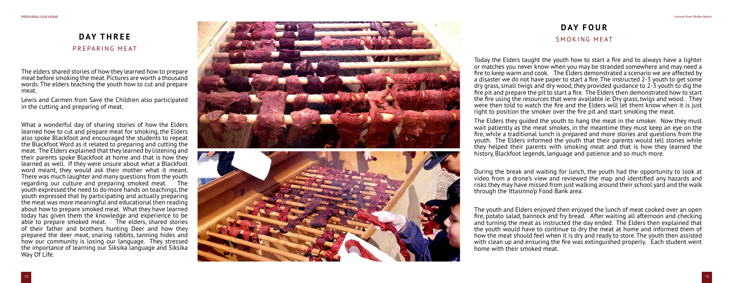## DAY THREE

### PREPARING MEAT

The elders shared stories of how they learned how to prepare meat before smoking the meat. Pictures are worth a thousand words. The elders teaching the youth how to cut and prepare meat.

Lewis and Carmen from Save the Children also participated in the cutting and preparing of meat.

What a wonderful day of sharing stories of how the Elders learned how to cut and prepare meat for smoking, the Elders also spoke Blackfoot and encouraged the students to repeat the Blackfoot Word as it related to preparing and cutting the meat. The Elders explained that they learned by listening and their parents spoke Blackfoot at home and that is how they learned as well. If they were unsure about what a Blackfoot word meant, they would ask their mother what it meant. There was much laughter and many questions from the youth regarding our culture and preparing smoked meat. The youth expressed the need to do more hands on teachings, the youth expressed that by participating and actually preparing the meat was more meaningful and educational then reading about how to prepare smoked meat. What they have learned today has given them the knowledge and experience to be able to prepare smoked meat. The elders, shared stories of their father and brothers hunting Deer and how they prepared the deer meat, snaring rabbits, tanning hides and how our community is losing our language. They stressed the importance of learning our Siksika language and Siksika Way Of Life.

## DAY FOUR

### SMOKING MEAT

Today the Elders taught the youth how to start a fire and to always have a lighter or matches you never know when you may be stranded somewhere and may need a fire to keep warm and cook. The Elders demonstrated a scenario we are affected by a disaster we do not have paper to start a fire. The instructed 2-3 youth to get some dry grass, small twigs and dry wood, they provided guidance to 2-3 youth to dig the fire pit and prepare the pit to start a fire. The Elders then demonstrated how to start the fire using the resources that were available ie. Dry grass, twigs and wood. They were then told to watch the fire and the Elders will let them know when it is just right to position the smoker over the fire pit and start smoking the meat.

The Elders they guided the youth to hang the meat in the smoker. Now they must wait patiently as the meat smokes, in the meantime they must keep an eye on the fire, while a traditional lunch is prepared and more stories and questions from the youth. The Elders informed the youth that their parents would tell stories while they helped their parents with smoking meat and that is how they learned the history, Blackfoot legends, language and patience and so much more.

During the break and waiting for lunch, the youth had the opportunity to look at video from a drone's view and reviewed the map and identified any hazards and risks they may have missed from just walking around their school yard and the walk through the Ittasinno'p Food Bank area.

The youth and Elders enjoyed then enjoyed the lunch of meat cooked over an open fire, potato salad, bannock and fry bread. After waiting all afternoon and checking and turning the meat as instructed the day ended. The Elders then explained that the youth would have to continue to dry the meat at home and informed them of how the meat should feel when it is dry and ready to store. The youth then assisted with clean up and ensuring the fire was extinguished properly. Each student went home with their smoked meat.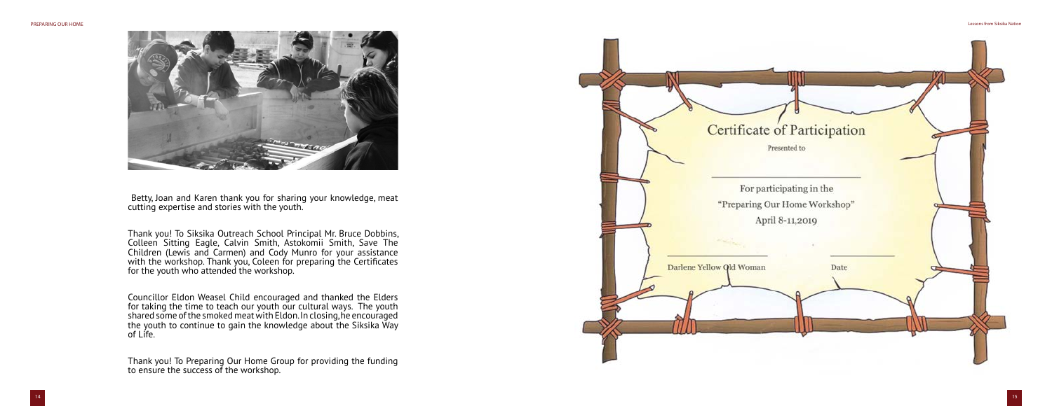Betty, Joan and Karen thank you for sharing your knowledge, meat cutting expertise and stories with the youth.

Thank you! To Siksika Outreach School Principal Mr. Bruce Dobbins, Colleen Sitting Eagle, Calvin Smith, Astokomii Smith, Save The Children (Lewis and Carmen) and Cody Munro for your assistance with the workshop. Thank you, Coleen for preparing the Certificates for the youth who attended the workshop.

Councillor Eldon Weasel Child encouraged and thanked the Elders for taking the time to teach our youth our cultural ways. The youth shared some of the smoked meat with Eldon. In closing, he encouraged the youth to continue to gain the knowledge about the Siksika Way of Life.

Thank you! To Preparing Our Home Group for providing the funding to ensure the success of the workshop.

Certificate of Participation

Presented to

For participating in the
"Preparing Our Home Workshop"
April 8-11,2019

Darlene Yellow Old Woman

Date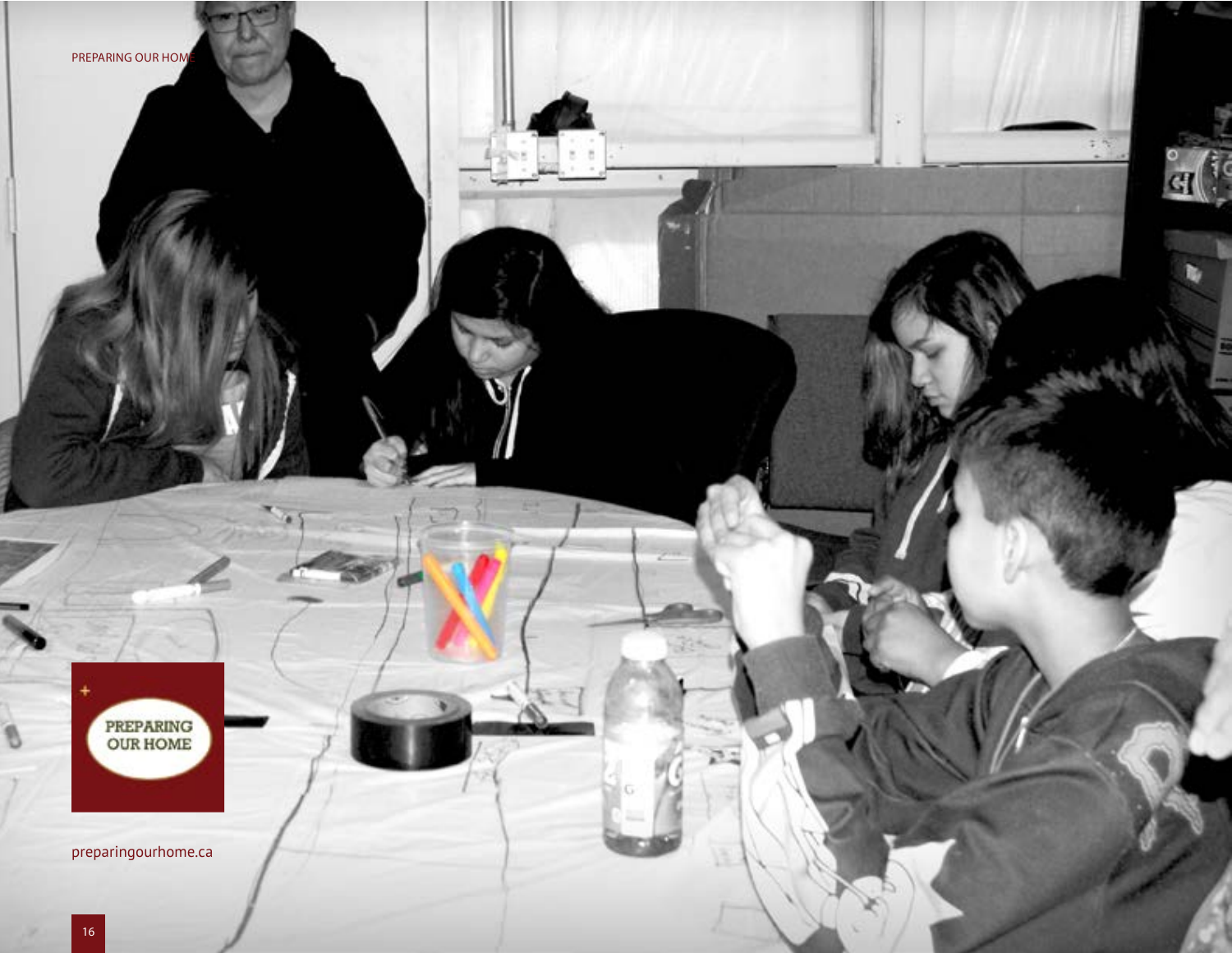PREPARING OUR HOME

preparingourhome.ca